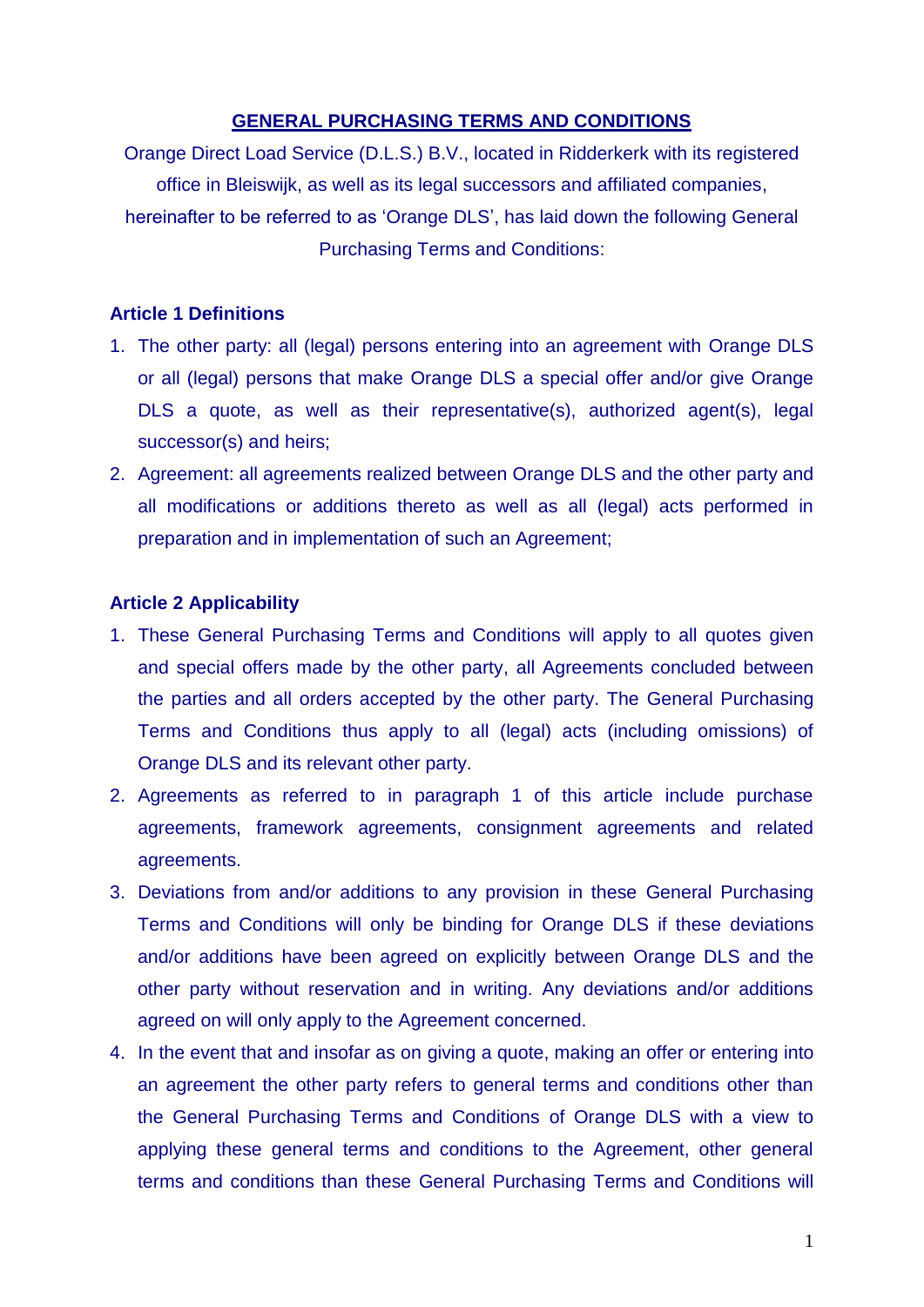# GENERAL PURCHASING TERMS AND CONDITIONS

Orange Direct Load Service (D.L.S.) B.V., located in Ridderkerk with its registered office in Bleiswijk, as well as its legal successors and affiliated companies, hereinafter to be referred to as 'Orange DLS', has laid down the following General Purchasing Terms and Conditions:

## Article 1 Definitions

1. The other party: all (legal) persons entering into an agreement with Orange DLS or all (legal) persons that make Orange DLS a special offer and/or give Orange DLS a quote, as well as their representative(s), authorized agent(s), legal successor(s) and heirs;
2. Agreement: all agreements realized between Orange DLS and the other party and all modifications or additions thereto as well as all (legal) acts performed in preparation and in implementation of such an Agreement;

## Article 2 Applicability

1. These General Purchasing Terms and Conditions will apply to all quotes given and special offers made by the other party, all Agreements concluded between the parties and all orders accepted by the other party. The General Purchasing Terms and Conditions thus apply to all (legal) acts (including omissions) of Orange DLS and its relevant other party.
2. Agreements as referred to in paragraph 1 of this article include purchase agreements, framework agreements, consignment agreements and related agreements.
3. Deviations from and/or additions to any provision in these General Purchasing Terms and Conditions will only be binding for Orange DLS if these deviations and/or additions have been agreed on explicitly between Orange DLS and the other party without reservation and in writing. Any deviations and/or additions agreed on will only apply to the Agreement concerned.
4. In the event that and insofar as on giving a quote, making an offer or entering into an agreement the other party refers to general terms and conditions other than the General Purchasing Terms and Conditions of Orange DLS with a view to applying these general terms and conditions to the Agreement, other general terms and conditions than these General Purchasing Terms and Conditions will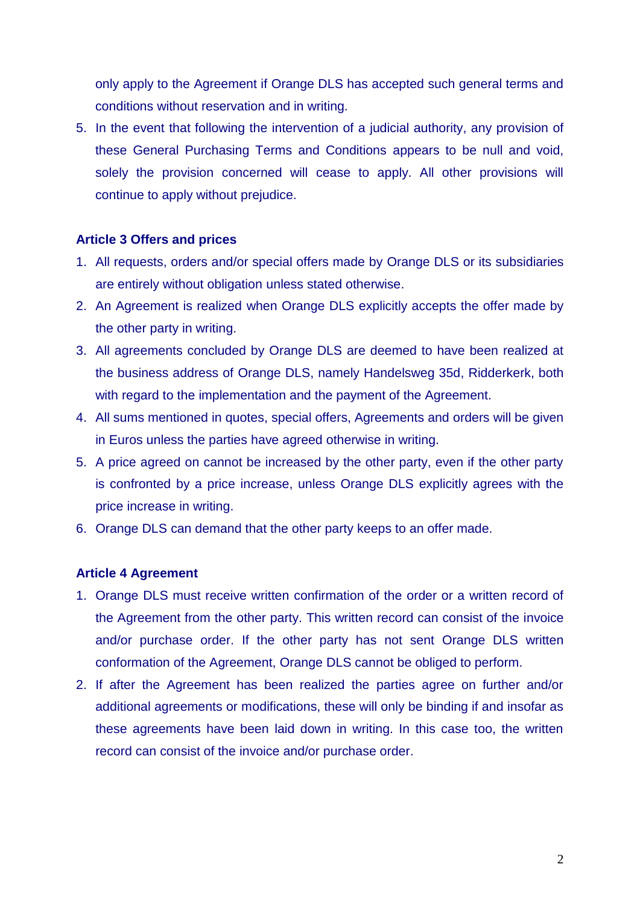only apply to the Agreement if Orange DLS has accepted such general terms and conditions without reservation and in writing.

5. In the event that following the intervention of a judicial authority, any provision of these General Purchasing Terms and Conditions appears to be null and void, solely the provision concerned will cease to apply. All other provisions will continue to apply without prejudice.

**Article 3 Offers and prices**

1. All requests, orders and/or special offers made by Orange DLS or its subsidiaries are entirely without obligation unless stated otherwise.
2. An Agreement is realized when Orange DLS explicitly accepts the offer made by the other party in writing.
3. All agreements concluded by Orange DLS are deemed to have been realized at the business address of Orange DLS, namely Handelsweg 35d, Ridderkerk, both with regard to the implementation and the payment of the Agreement.
4. All sums mentioned in quotes, special offers, Agreements and orders will be given in Euros unless the parties have agreed otherwise in writing.
5. A price agreed on cannot be increased by the other party, even if the other party is confronted by a price increase, unless Orange DLS explicitly agrees with the price increase in writing.
6. Orange DLS can demand that the other party keeps to an offer made.

**Article 4 Agreement**

1. Orange DLS must receive written confirmation of the order or a written record of the Agreement from the other party. This written record can consist of the invoice and/or purchase order. If the other party has not sent Orange DLS written conformation of the Agreement, Orange DLS cannot be obliged to perform.
2. If after the Agreement has been realized the parties agree on further and/or additional agreements or modifications, these will only be binding if and insofar as these agreements have been laid down in writing. In this case too, the written record can consist of the invoice and/or purchase order.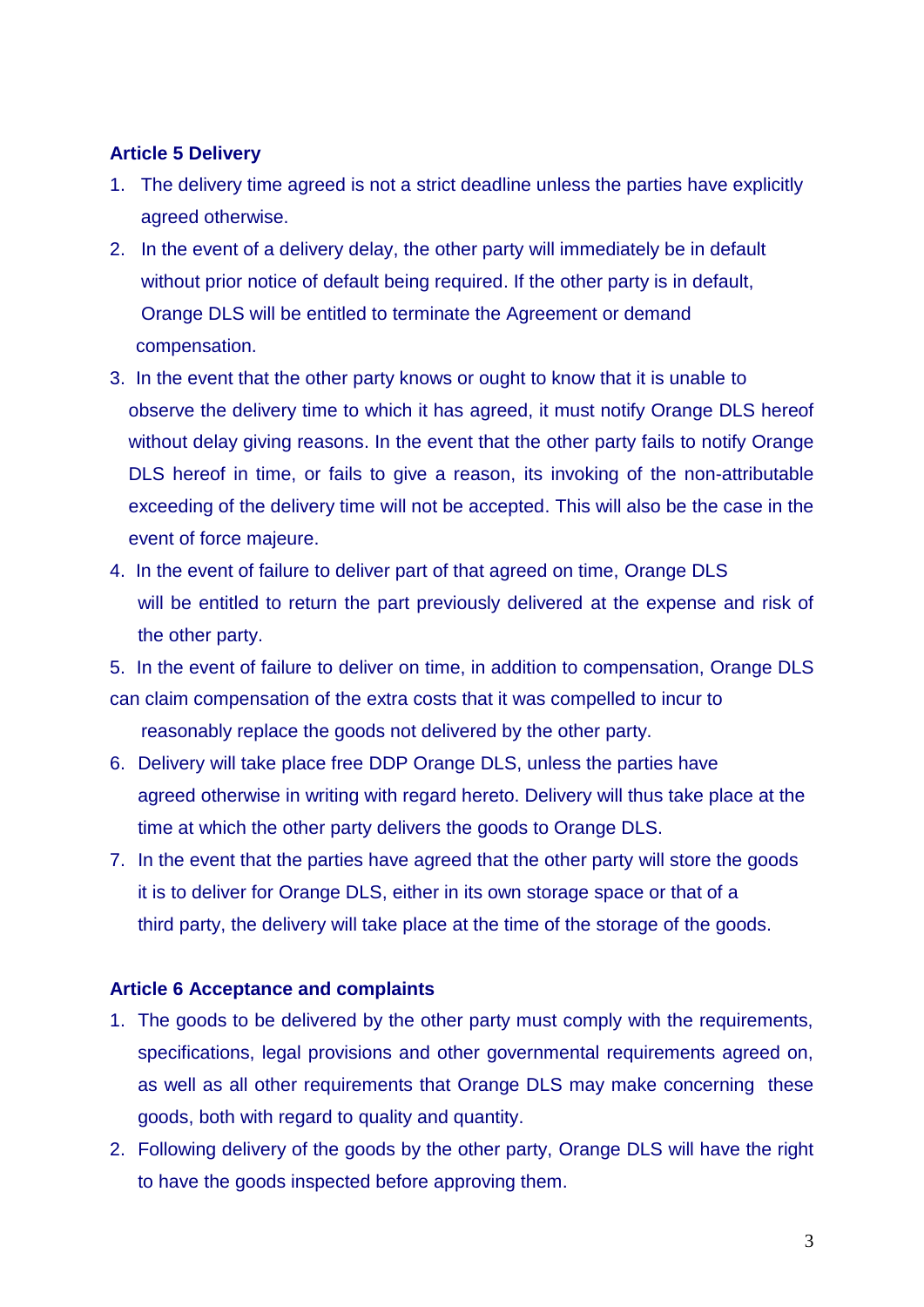**Article 5 Delivery**

1. The delivery time agreed is not a strict deadline unless the parties have explicitly agreed otherwise.
2. In the event of a delivery delay, the other party will immediately be in default without prior notice of default being required. If the other party is in default, Orange DLS will be entitled to terminate the Agreement or demand compensation.
3. In the event that the other party knows or ought to know that it is unable to observe the delivery time to which it has agreed, it must notify Orange DLS hereof without delay giving reasons. In the event that the other party fails to notify Orange DLS hereof in time, or fails to give a reason, its invoking of the non-attributable exceeding of the delivery time will not be accepted. This will also be the case in the event of force majeure.
4. In the event of failure to deliver part of that agreed on time, Orange DLS will be entitled to return the part previously delivered at the expense and risk of the other party.
5. In the event of failure to deliver on time, in addition to compensation, Orange DLS can claim compensation of the extra costs that it was compelled to incur to reasonably replace the goods not delivered by the other party.
6. Delivery will take place free DDP Orange DLS, unless the parties have agreed otherwise in writing with regard hereto. Delivery will thus take place at the time at which the other party delivers the goods to Orange DLS.
7. In the event that the parties have agreed that the other party will store the goods it is to deliver for Orange DLS, either in its own storage space or that of a third party, the delivery will take place at the time of the storage of the goods.

**Article 6 Acceptance and complaints**

1. The goods to be delivered by the other party must comply with the requirements, specifications, legal provisions and other governmental requirements agreed on, as well as all other requirements that Orange DLS may make concerning these goods, both with regard to quality and quantity.
2. Following delivery of the goods by the other party, Orange DLS will have the right to have the goods inspected before approving them.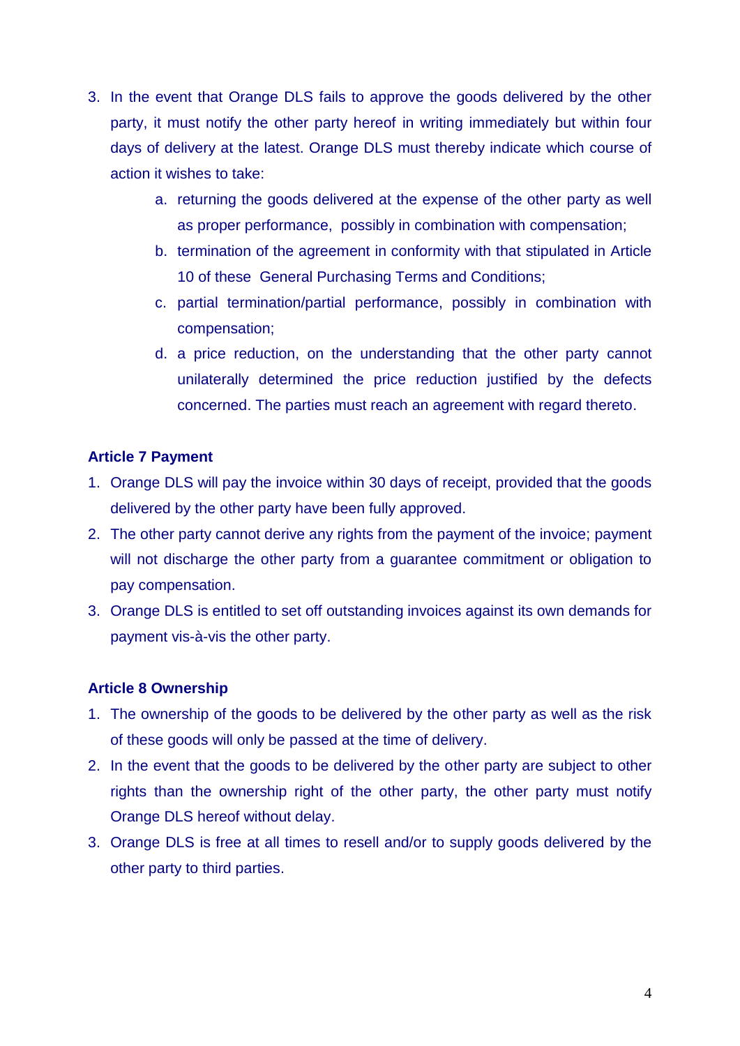3. In the event that Orange DLS fails to approve the goods delivered by the other party, it must notify the other party hereof in writing immediately but within four days of delivery at the latest. Orange DLS must thereby indicate which course of action it wishes to take:
    a. returning the goods delivered at the expense of the other party as well as proper performance, possibly in combination with compensation;
    b. termination of the agreement in conformity with that stipulated in Article 10 of these General Purchasing Terms and Conditions;
    c. partial termination/partial performance, possibly in combination with compensation;
    d. a price reduction, on the understanding that the other party cannot unilaterally determined the price reduction justified by the defects concerned. The parties must reach an agreement with regard thereto.

**Article 7 Payment**

1. Orange DLS will pay the invoice within 30 days of receipt, provided that the goods delivered by the other party have been fully approved.
2. The other party cannot derive any rights from the payment of the invoice; payment will not discharge the other party from a guarantee commitment or obligation to pay compensation.
3. Orange DLS is entitled to set off outstanding invoices against its own demands for payment vis-à-vis the other party.

**Article 8 Ownership**

1. The ownership of the goods to be delivered by the other party as well as the risk of these goods will only be passed at the time of delivery.
2. In the event that the goods to be delivered by the other party are subject to other rights than the ownership right of the other party, the other party must notify Orange DLS hereof without delay.
3. Orange DLS is free at all times to resell and/or to supply goods delivered by the other party to third parties.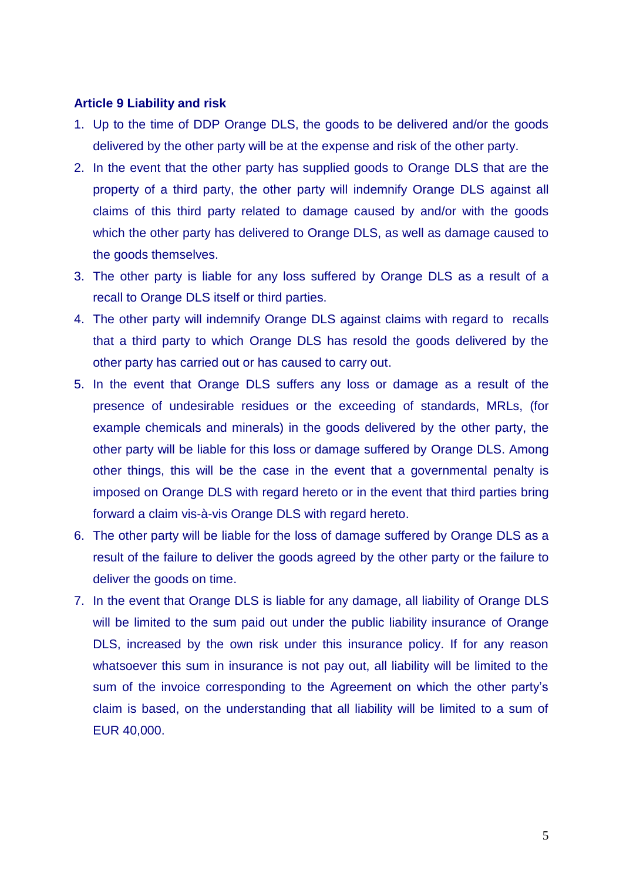**Article 9 Liability and risk**

1. Up to the time of DDP Orange DLS, the goods to be delivered and/or the goods delivered by the other party will be at the expense and risk of the other party.
2. In the event that the other party has supplied goods to Orange DLS that are the property of a third party, the other party will indemnify Orange DLS against all claims of this third party related to damage caused by and/or with the goods which the other party has delivered to Orange DLS, as well as damage caused to the goods themselves.
3. The other party is liable for any loss suffered by Orange DLS as a result of a recall to Orange DLS itself or third parties.
4. The other party will indemnify Orange DLS against claims with regard to recalls that a third party to which Orange DLS has resold the goods delivered by the other party has carried out or has caused to carry out.
5. In the event that Orange DLS suffers any loss or damage as a result of the presence of undesirable residues or the exceeding of standards, MRLs, (for example chemicals and minerals) in the goods delivered by the other party, the other party will be liable for this loss or damage suffered by Orange DLS. Among other things, this will be the case in the event that a governmental penalty is imposed on Orange DLS with regard hereto or in the event that third parties bring forward a claim vis-à-vis Orange DLS with regard hereto.
6. The other party will be liable for the loss of damage suffered by Orange DLS as a result of the failure to deliver the goods agreed by the other party or the failure to deliver the goods on time.
7. In the event that Orange DLS is liable for any damage, all liability of Orange DLS will be limited to the sum paid out under the public liability insurance of Orange DLS, increased by the own risk under this insurance policy. If for any reason whatsoever this sum in insurance is not pay out, all liability will be limited to the sum of the invoice corresponding to the Agreement on which the other party's claim is based, on the understanding that all liability will be limited to a sum of EUR 40,000.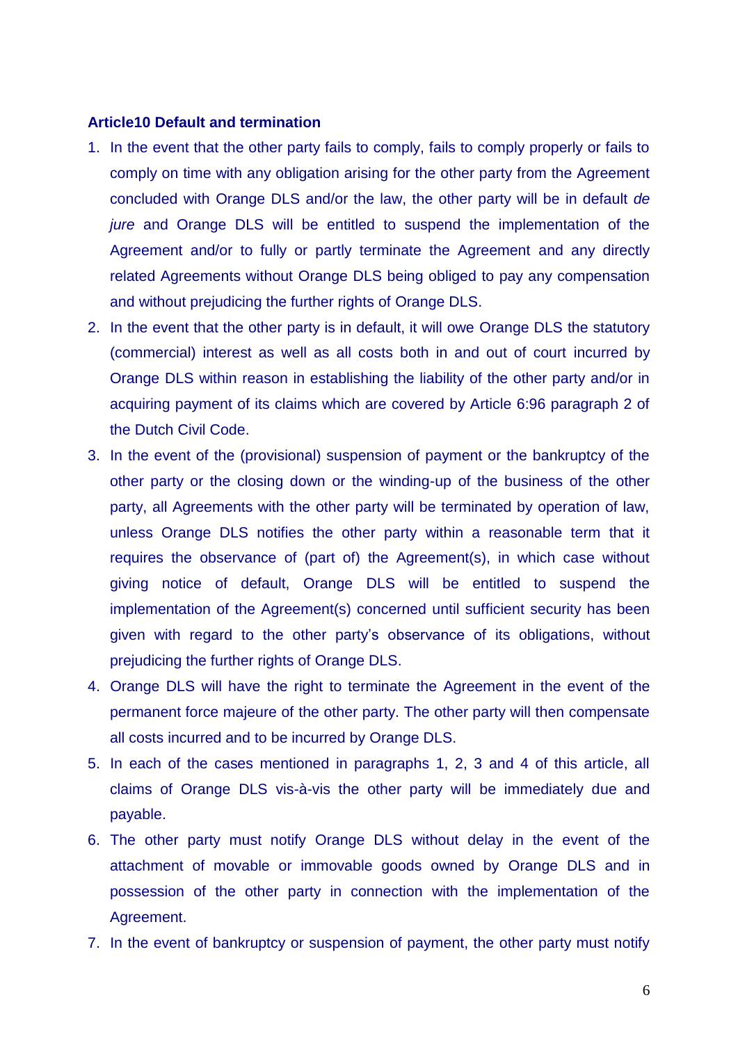### Article10 Default and termination

1. In the event that the other party fails to comply, fails to comply properly or fails to comply on time with any obligation arising for the other party from the Agreement concluded with Orange DLS and/or the law, the other party will be in default *de jure* and Orange DLS will be entitled to suspend the implementation of the Agreement and/or to fully or partly terminate the Agreement and any directly related Agreements without Orange DLS being obliged to pay any compensation and without prejudicing the further rights of Orange DLS.
2. In the event that the other party is in default, it will owe Orange DLS the statutory (commercial) interest as well as all costs both in and out of court incurred by Orange DLS within reason in establishing the liability of the other party and/or in acquiring payment of its claims which are covered by Article 6:96 paragraph 2 of the Dutch Civil Code.
3. In the event of the (provisional) suspension of payment or the bankruptcy of the other party or the closing down or the winding-up of the business of the other party, all Agreements with the other party will be terminated by operation of law, unless Orange DLS notifies the other party within a reasonable term that it requires the observance of (part of) the Agreement(s), in which case without giving notice of default, Orange DLS will be entitled to suspend the implementation of the Agreement(s) concerned until sufficient security has been given with regard to the other party's observance of its obligations, without prejudicing the further rights of Orange DLS.
4. Orange DLS will have the right to terminate the Agreement in the event of the permanent force majeure of the other party. The other party will then compensate all costs incurred and to be incurred by Orange DLS.
5. In each of the cases mentioned in paragraphs 1, 2, 3 and 4 of this article, all claims of Orange DLS vis-à-vis the other party will be immediately due and payable.
6. The other party must notify Orange DLS without delay in the event of the attachment of movable or immovable goods owned by Orange DLS and in possession of the other party in connection with the implementation of the Agreement.
7. In the event of bankruptcy or suspension of payment, the other party must notify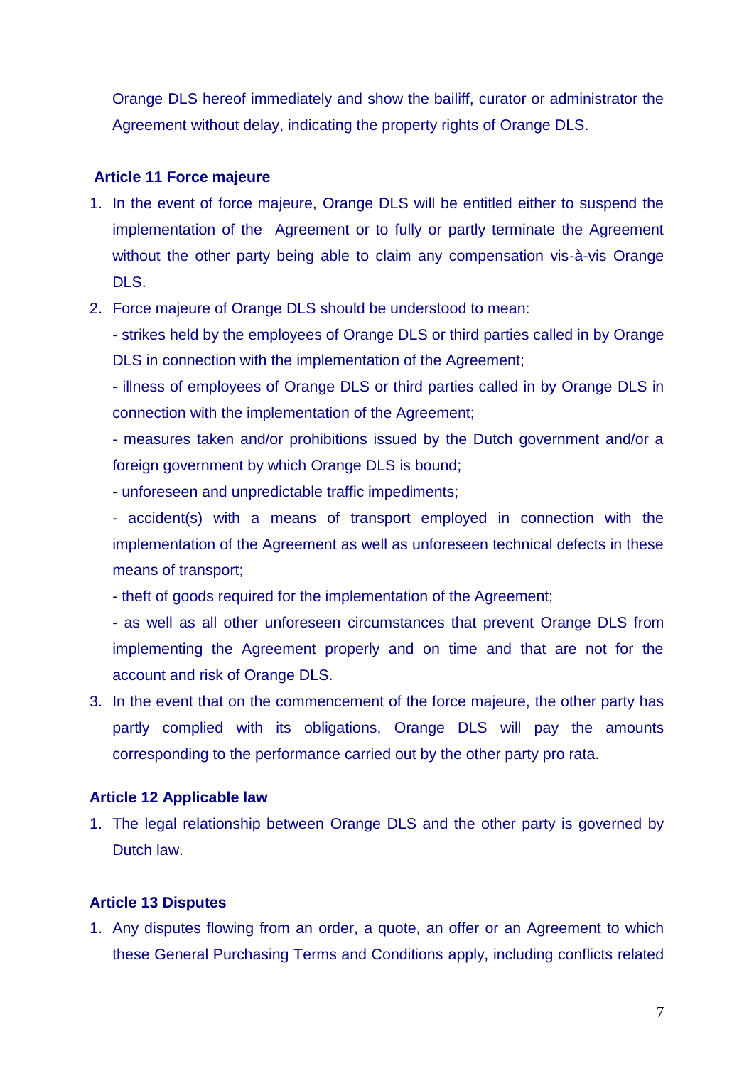Orange DLS hereof immediately and show the bailiff, curator or administrator the Agreement without delay, indicating the property rights of Orange DLS.

### Article 11 Force majeure

1. In the event of force majeure, Orange DLS will be entitled either to suspend the implementation of the Agreement or to fully or partly terminate the Agreement without the other party being able to claim any compensation vis-à-vis Orange DLS.
2. Force majeure of Orange DLS should be understood to mean:

   - strikes held by the employees of Orange DLS or third parties called in by Orange DLS in connection with the implementation of the Agreement;
   - illness of employees of Orange DLS or third parties called in by Orange DLS in connection with the implementation of the Agreement;
   - measures taken and/or prohibitions issued by the Dutch government and/or a foreign government by which Orange DLS is bound;
   - unforeseen and unpredictable traffic impediments;
   - accident(s) with a means of transport employed in connection with the implementation of the Agreement as well as unforeseen technical defects in these means of transport;
   - theft of goods required for the implementation of the Agreement;
   - as well as all other unforeseen circumstances that prevent Orange DLS from implementing the Agreement properly and on time and that are not for the account and risk of Orange DLS.
3. In the event that on the commencement of the force majeure, the other party has partly complied with its obligations, Orange DLS will pay the amounts corresponding to the performance carried out by the other party pro rata.

### Article 12 Applicable law

1. The legal relationship between Orange DLS and the other party is governed by Dutch law.

### Article 13 Disputes

1. Any disputes flowing from an order, a quote, an offer or an Agreement to which these General Purchasing Terms and Conditions apply, including conflicts related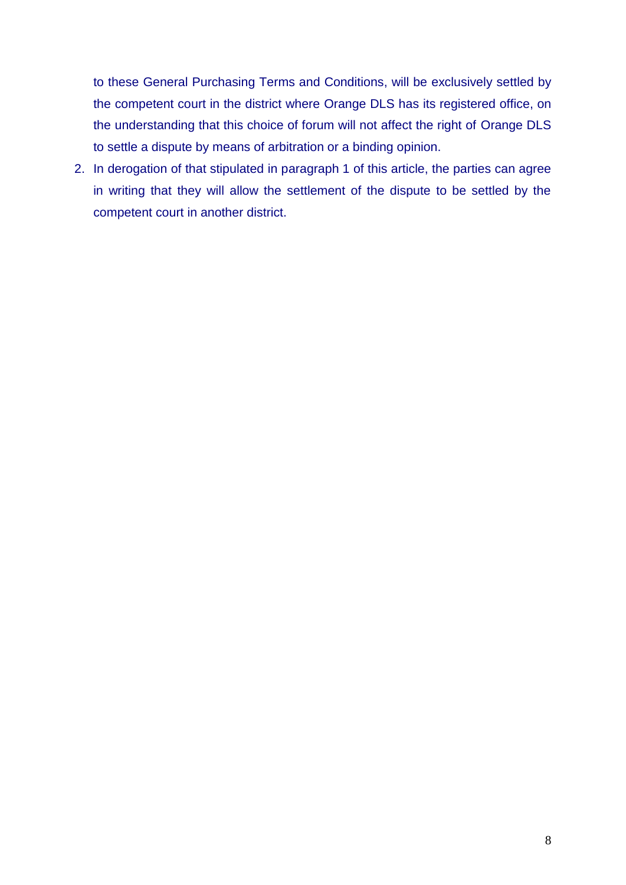to these General Purchasing Terms and Conditions, will be exclusively settled by the competent court in the district where Orange DLS has its registered office, on the understanding that this choice of forum will not affect the right of Orange DLS to settle a dispute by means of arbitration or a binding opinion.

2. In derogation of that stipulated in paragraph 1 of this article, the parties can agree in writing that they will allow the settlement of the dispute to be settled by the competent court in another district.